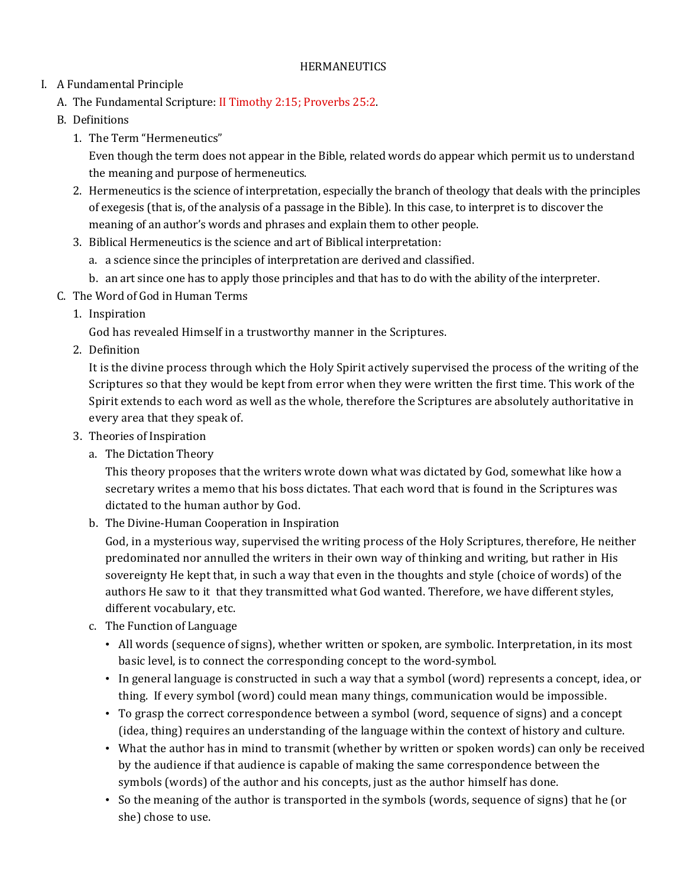# HERMANEUTICS

I. A Fundamental Principle

A. The Fundamental Scripture: II Timothy 2:15; Proverbs 25:2.

B. Definitions

1. The Term "Hermeneutics"

   Even though the term does not appear in the Bible, related words do appear which permit us to understand the meaning and purpose of hermeneutics.

2. Hermeneutics is the science of interpretation, especially the branch of theology that deals with the principles of exegesis (that is, of the analysis of a passage in the Bible). In this case, to interpret is to discover the meaning of an author's words and phrases and explain them to other people.

3. Biblical Hermeneutics is the science and art of Biblical interpretation:

   a. a science since the principles of interpretation are derived and classified.

   b. an art since one has to apply those principles and that has to do with the ability of the interpreter.

C. The Word of God in Human Terms

1. Inspiration

   God has revealed Himself in a trustworthy manner in the Scriptures.

2. Definition

   It is the divine process through which the Holy Spirit actively supervised the process of the writing of the Scriptures so that they would be kept from error when they were written the first time. This work of the Spirit extends to each word as well as the whole, therefore the Scriptures are absolutely authoritative in every area that they speak of.

3. Theories of Inspiration

   a. The Dictation Theory

      This theory proposes that the writers wrote down what was dictated by God, somewhat like how a secretary writes a memo that his boss dictates. That each word that is found in the Scriptures was dictated to the human author by God.

   b. The Divine-Human Cooperation in Inspiration

      God, in a mysterious way, supervised the writing process of the Holy Scriptures, therefore, He neither predominated nor annulled the writers in their own way of thinking and writing, but rather in His sovereignty He kept that, in such a way that even in the thoughts and style (choice of words) of the authors He saw to it that they transmitted what God wanted. Therefore, we have different styles, different vocabulary, etc.

   c. The Function of Language

      - All words (sequence of signs), whether written or spoken, are symbolic. Interpretation, in its most basic level, is to connect the corresponding concept to the word-symbol.
      - In general language is constructed in such a way that a symbol (word) represents a concept, idea, or thing. If every symbol (word) could mean many things, communication would be impossible.
      - To grasp the correct correspondence between a symbol (word, sequence of signs) and a concept (idea, thing) requires an understanding of the language within the context of history and culture.
      - What the author has in mind to transmit (whether by written or spoken words) can only be received by the audience if that audience is capable of making the same correspondence between the symbols (words) of the author and his concepts, just as the author himself has done.
      - So the meaning of the author is transported in the symbols (words, sequence of signs) that he (or she) chose to use.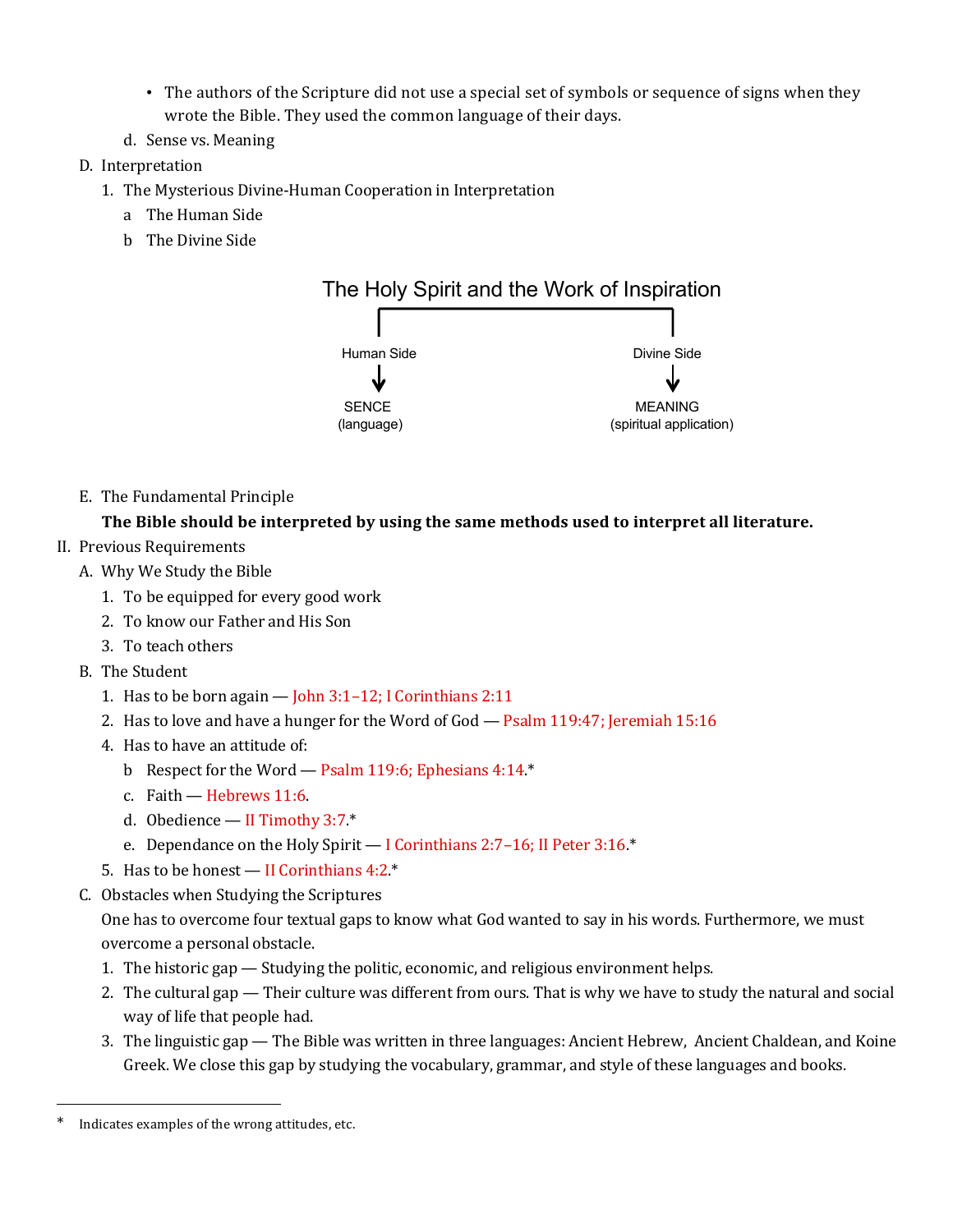- The authors of the Scripture did not use a special set of symbols or sequence of signs when they wrote the Bible. They used the common language of their days.

d. Sense vs. Meaning

D. Interpretation

1. The Mysterious Divine-Human Cooperation in Interpretation
   a The Human Side
   b The Divine Side

The Holy Spirit and the Work of Inspiration

Human Side → SENCE (language)

Divine Side → MEANING (spiritual application)

E. The Fundamental Principle

**The Bible should be interpreted by using the same methods used to interpret all literature.**

II. Previous Requirements

A. Why We Study the Bible

1. To be equipped for every good work
2. To know our Father and His Son
3. To teach others

B. The Student

1. Has to be born again — John 3:1–12; I Corinthians 2:11
2. Has to love and have a hunger for the Word of God — Psalm 119:47; Jeremiah 15:16
4. Has to have an attitude of:
   b Respect for the Word — Psalm 119:6; Ephesians 4:14.*
   c. Faith — Hebrews 11:6.
   d. Obedience — II Timothy 3:7.*
   e. Dependance on the Holy Spirit — I Corinthians 2:7–16; II Peter 3:16.*
5. Has to be honest — II Corinthians 4:2.*

C. Obstacles when Studying the Scriptures

One has to overcome four textual gaps to know what God wanted to say in his words. Furthermore, we must overcome a personal obstacle.

1. The historic gap — Studying the politic, economic, and religious environment helps.
2. The cultural gap — Their culture was different from ours. That is why we have to study the natural and social way of life that people had.
3. The linguistic gap — The Bible was written in three languages: Ancient Hebrew, Ancient Chaldean, and Koine Greek. We close this gap by studying the vocabulary, grammar, and style of these languages and books.

---

\* Indicates examples of the wrong attitudes, etc.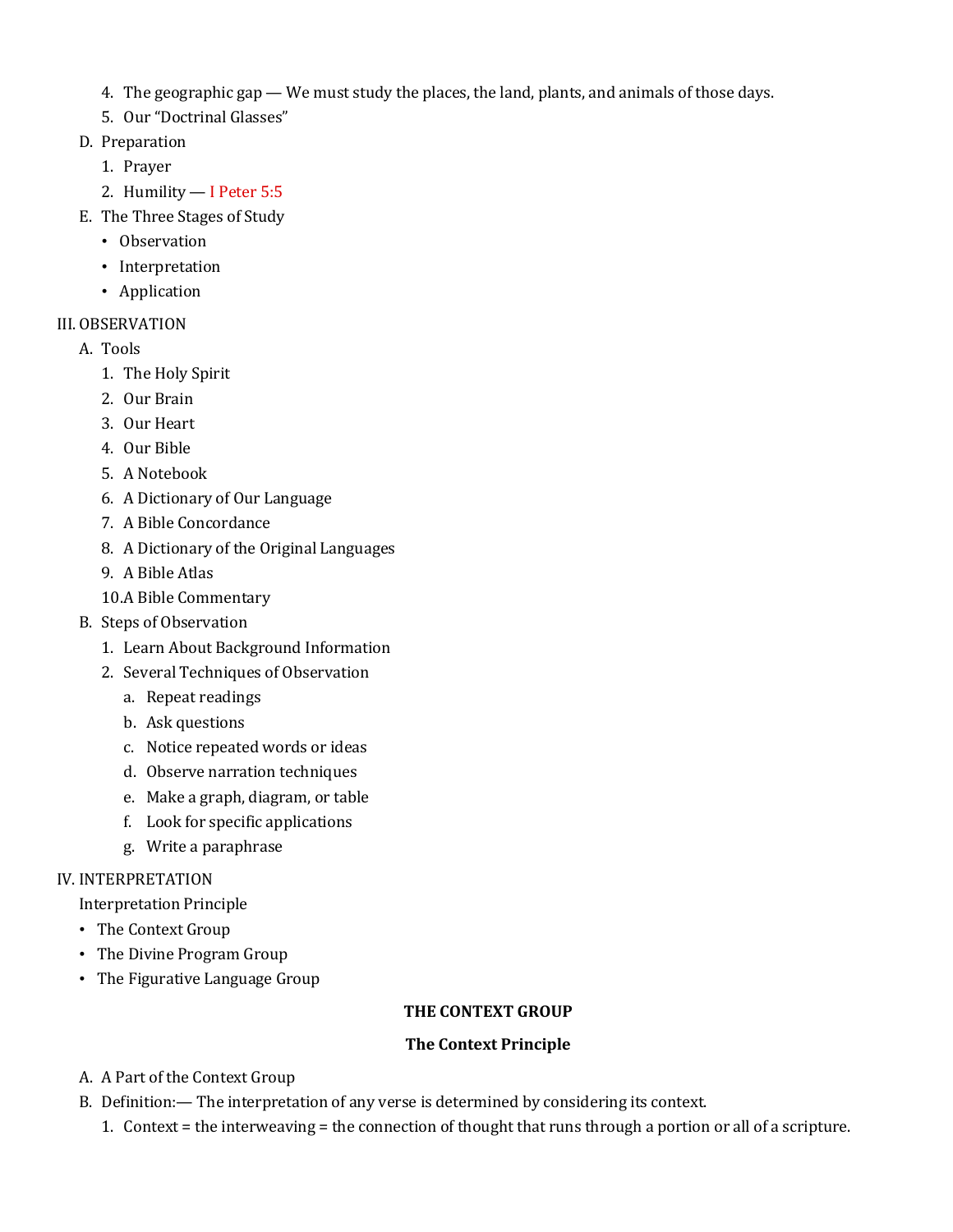4. The geographic gap — We must study the places, the land, plants, and animals of those days.
5. Our "Doctrinal Glasses"

D. Preparation
   1. Prayer
   2. Humility — I Peter 5:5

E. The Three Stages of Study
   - Observation
   - Interpretation
   - Application

III. OBSERVATION

A. Tools
   1. The Holy Spirit
   2. Our Brain
   3. Our Heart
   4. Our Bible
   5. A Notebook
   6. A Dictionary of Our Language
   7. A Bible Concordance
   8. A Dictionary of the Original Languages
   9. A Bible Atlas
   10. A Bible Commentary

B. Steps of Observation
   1. Learn About Background Information
   2. Several Techniques of Observation
      a. Repeat readings
      b. Ask questions
      c. Notice repeated words or ideas
      d. Observe narration techniques
      e. Make a graph, diagram, or table
      f. Look for specific applications
      g. Write a paraphrase

IV. INTERPRETATION

Interpretation Principle

- The Context Group
- The Divine Program Group
- The Figurative Language Group

**THE CONTEXT GROUP**

**The Context Principle**

A. A Part of the Context Group

B. Definition:— The interpretation of any verse is determined by considering its context.
   1. Context = the interweaving = the connection of thought that runs through a portion or all of a scripture.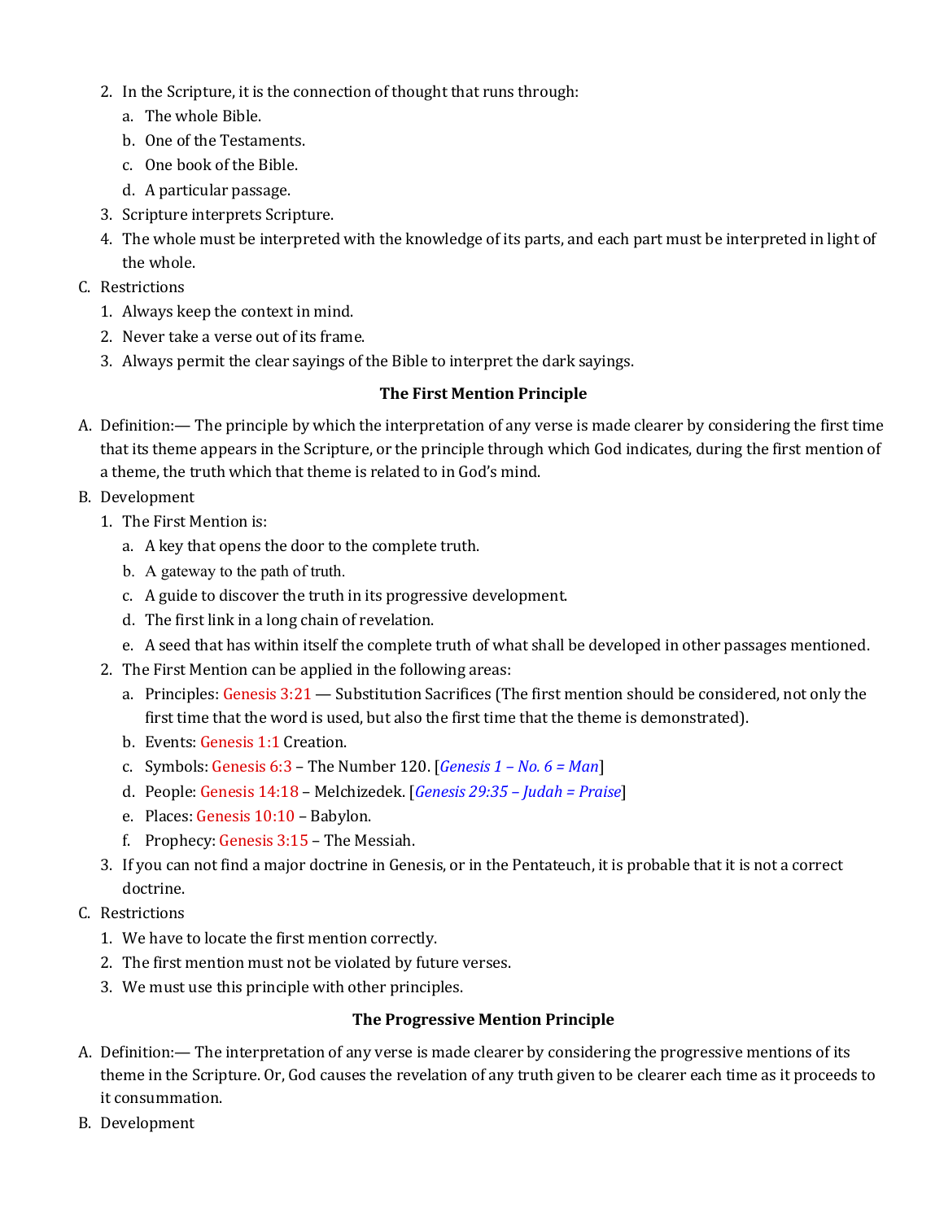2. In the Scripture, it is the connection of thought that runs through:
   a. The whole Bible.
   b. One of the Testaments.
   c. One book of the Bible.
   d. A particular passage.
3. Scripture interprets Scripture.
4. The whole must be interpreted with the knowledge of its parts, and each part must be interpreted in light of the whole.

C. Restrictions
   1. Always keep the context in mind.
   2. Never take a verse out of its frame.
   3. Always permit the clear sayings of the Bible to interpret the dark sayings.

**The First Mention Principle**

A. Definition:— The principle by which the interpretation of any verse is made clearer by considering the first time that its theme appears in the Scripture, or the principle through which God indicates, during the first mention of a theme, the truth which that theme is related to in God's mind.

B. Development
   1. The First Mention is:
      a. A key that opens the door to the complete truth.
      b. A gateway to the path of truth.
      c. A guide to discover the truth in its progressive development.
      d. The first link in a long chain of revelation.
      e. A seed that has within itself the complete truth of what shall be developed in other passages mentioned.
   2. The First Mention can be applied in the following areas:
      a. Principles: Genesis 3:21 — Substitution Sacrifices (The first mention should be considered, not only the first time that the word is used, but also the first time that the theme is demonstrated).
      b. Events: Genesis 1:1 Creation.
      c. Symbols: Genesis 6:3 – The Number 120. [*Genesis 1 – No. 6 = Man*]
      d. People: Genesis 14:18 – Melchizedek. [*Genesis 29:35 – Judah = Praise*]
      e. Places: Genesis 10:10 – Babylon.
      f. Prophecy: Genesis 3:15 – The Messiah.
   3. If you can not find a major doctrine in Genesis, or in the Pentateuch, it is probable that it is not a correct doctrine.

C. Restrictions
   1. We have to locate the first mention correctly.
   2. The first mention must not be violated by future verses.
   3. We must use this principle with other principles.

**The Progressive Mention Principle**

A. Definition:— The interpretation of any verse is made clearer by considering the progressive mentions of its theme in the Scripture. Or, God causes the revelation of any truth given to be clearer each time as it proceeds to it consummation.

B. Development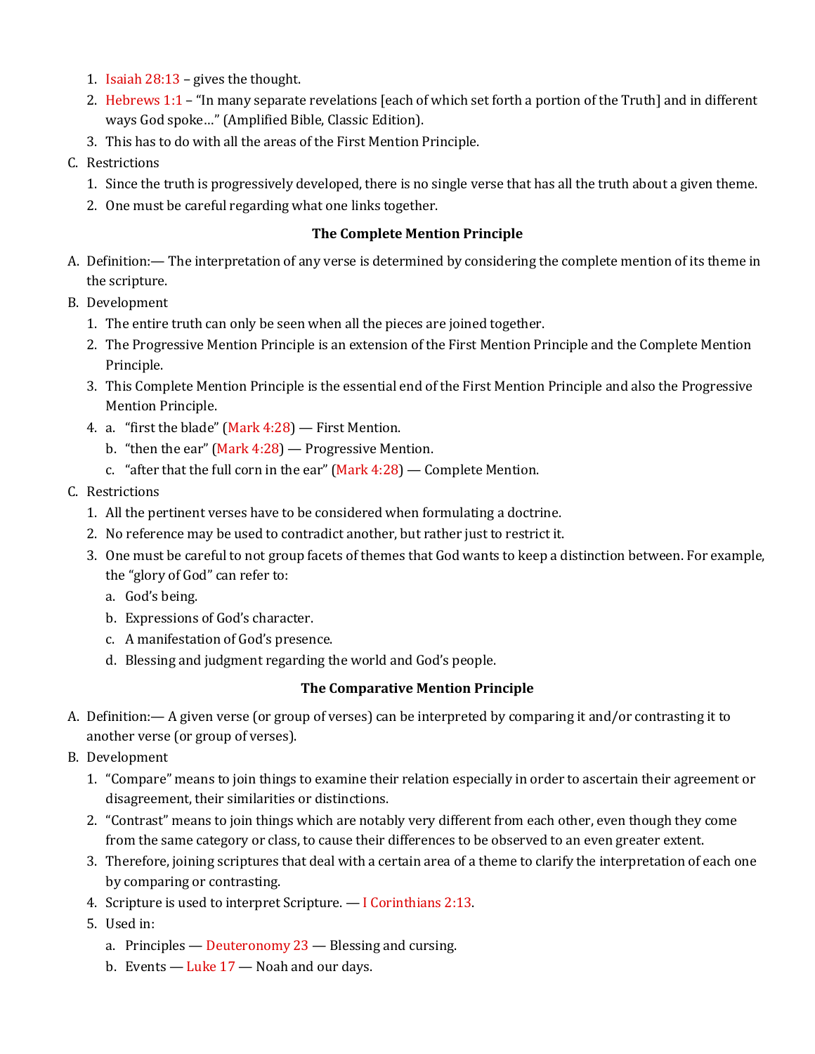1. Isaiah 28:13 – gives the thought.
2. Hebrews 1:1 – "In many separate revelations [each of which set forth a portion of the Truth] and in different ways God spoke…" (Amplified Bible, Classic Edition).
3. This has to do with all the areas of the First Mention Principle.

C. Restrictions
1. Since the truth is progressively developed, there is no single verse that has all the truth about a given theme.
2. One must be careful regarding what one links together.

**The Complete Mention Principle**

A. Definition:— The interpretation of any verse is determined by considering the complete mention of its theme in the scripture.

B. Development
1. The entire truth can only be seen when all the pieces are joined together.
2. The Progressive Mention Principle is an extension of the First Mention Principle and the Complete Mention Principle.
3. This Complete Mention Principle is the essential end of the First Mention Principle and also the Progressive Mention Principle.
4. a. "first the blade" (Mark 4:28) — First Mention.
   b. "then the ear" (Mark 4:28) — Progressive Mention.
   c. "after that the full corn in the ear" (Mark 4:28) — Complete Mention.

C. Restrictions
1. All the pertinent verses have to be considered when formulating a doctrine.
2. No reference may be used to contradict another, but rather just to restrict it.
3. One must be careful to not group facets of themes that God wants to keep a distinction between. For example, the "glory of God" can refer to:
   a. God's being.
   b. Expressions of God's character.
   c. A manifestation of God's presence.
   d. Blessing and judgment regarding the world and God's people.

**The Comparative Mention Principle**

A. Definition:— A given verse (or group of verses) can be interpreted by comparing it and/or contrasting it to another verse (or group of verses).

B. Development
1. "Compare" means to join things to examine their relation especially in order to ascertain their agreement or disagreement, their similarities or distinctions.
2. "Contrast" means to join things which are notably very different from each other, even though they come from the same category or class, to cause their differences to be observed to an even greater extent.
3. Therefore, joining scriptures that deal with a certain area of a theme to clarify the interpretation of each one by comparing or contrasting.
4. Scripture is used to interpret Scripture. — I Corinthians 2:13.
5. Used in:
   a. Principles — Deuteronomy 23 — Blessing and cursing.
   b. Events — Luke 17 — Noah and our days.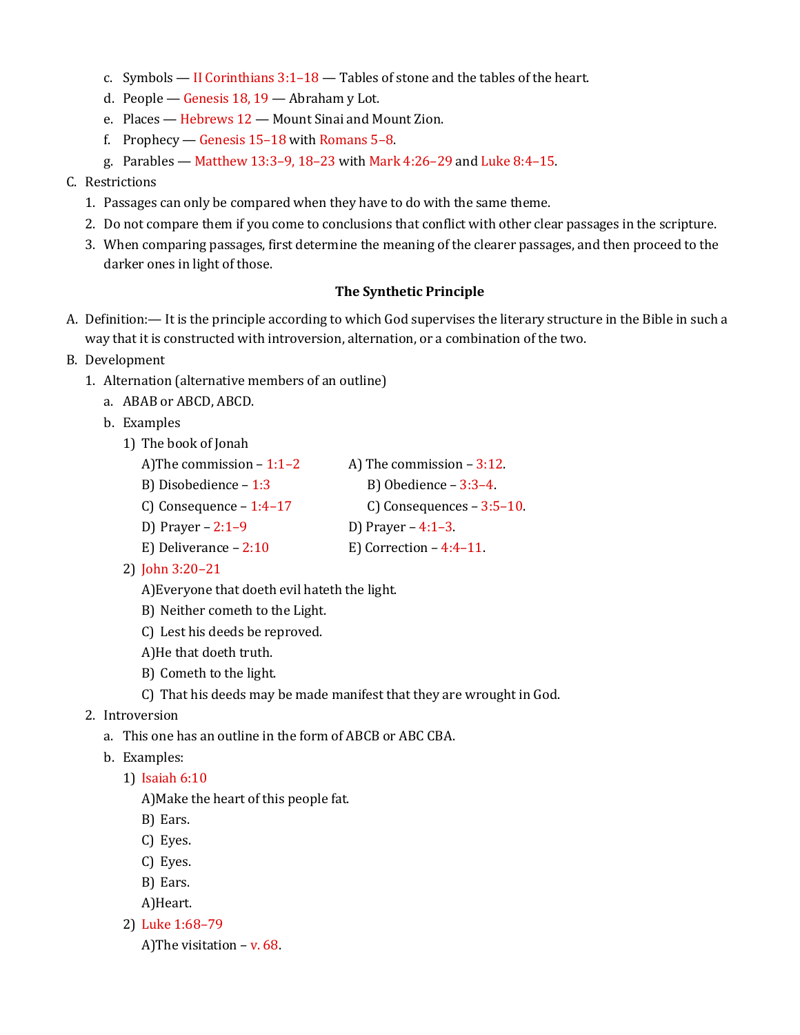c. Symbols — II Corinthians 3:1–18 — Tables of stone and the tables of the heart.
d. People — Genesis 18, 19 — Abraham y Lot.
e. Places — Hebrews 12 — Mount Sinai and Mount Zion.
f. Prophecy — Genesis 15–18 with Romans 5–8.
g. Parables — Matthew 13:3–9, 18–23 with Mark 4:26–29 and Luke 8:4–15.

C. Restrictions
1. Passages can only be compared when they have to do with the same theme.
2. Do not compare them if you come to conclusions that conflict with other clear passages in the scripture.
3. When comparing passages, first determine the meaning of the clearer passages, and then proceed to the darker ones in light of those.

**The Synthetic Principle**

A. Definition:— It is the principle according to which God supervises the literary structure in the Bible in such a way that it is constructed with introversion, alternation, or a combination of the two.

B. Development
1. Alternation (alternative members of an outline)
   a. ABAB or ABCD, ABCD.
   b. Examples
      1) The book of Jonah
         A) The commission – 1:1–2
         B) Disobedience – 1:3
         C) Consequence – 1:4–17
         D) Prayer – 2:1–9
         E) Deliverance – 2:10
         A) The commission – 3:12.
         B) Obedience – 3:3–4.
         C) Consequences – 3:5–10.
         D) Prayer – 4:1–3.
         E) Correction – 4:4–11.
      2) John 3:20–21
         A) Everyone that doeth evil hateth the light.
         B) Neither cometh to the Light.
         C) Lest his deeds be reproved.
         A) He that doeth truth.
         B) Cometh to the light.
         C) That his deeds may be made manifest that they are wrought in God.
2. Introversion
   a. This one has an outline in the form of ABCB or ABC CBA.
   b. Examples:
      1) Isaiah 6:10
         A) Make the heart of this people fat.
         B) Ears.
         C) Eyes.
         C) Eyes.
         B) Ears.
         A) Heart.
      2) Luke 1:68–79
         A) The visitation – v. 68.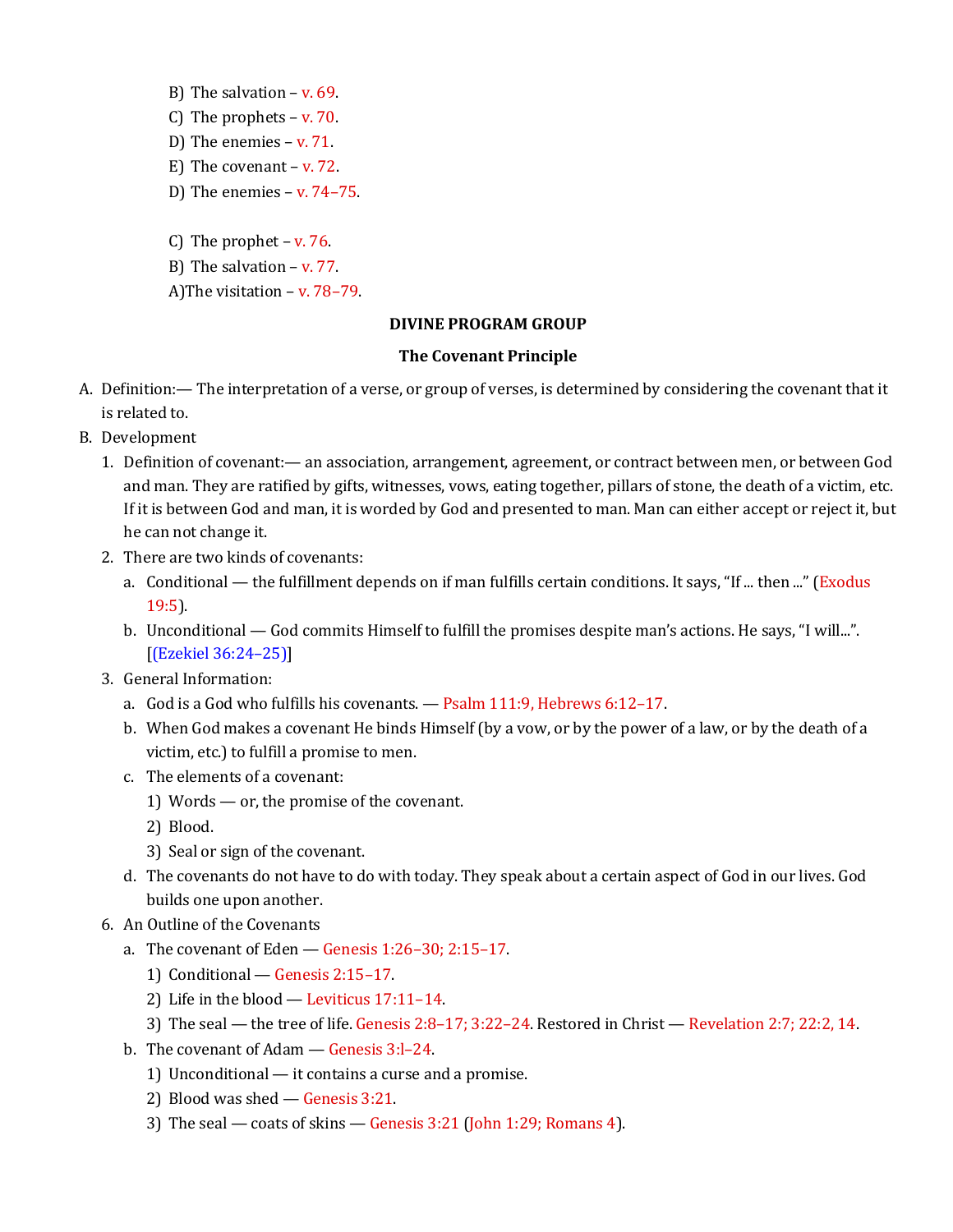B) The salvation – v. 69.
C) The prophets – v. 70.
D) The enemies – v. 71.
E) The covenant – v. 72.
D) The enemies – v. 74–75.

C) The prophet – v. 76.
B) The salvation – v. 77.
A)The visitation – v. 78–79.

**DIVINE PROGRAM GROUP**

**The Covenant Principle**

A. Definition:— The interpretation of a verse, or group of verses, is determined by considering the covenant that it is related to.
B. Development
   1. Definition of covenant:— an association, arrangement, agreement, or contract between men, or between God and man. They are ratified by gifts, witnesses, vows, eating together, pillars of stone, the death of a victim, etc. If it is between God and man, it is worded by God and presented to man. Man can either accept or reject it, but he can not change it.
   2. There are two kinds of covenants:
      a. Conditional — the fulfillment depends on if man fulfills certain conditions. It says, "If ... then ..." (Exodus 19:5).
      b. Unconditional — God commits Himself to fulfill the promises despite man's actions. He says, "I will...". [(Ezekiel 36:24–25)]
   3. General Information:
      a. God is a God who fulfills his covenants. — Psalm 111:9, Hebrews 6:12–17.
      b. When God makes a covenant He binds Himself (by a vow, or by the power of a law, or by the death of a victim, etc.) to fulfill a promise to men.
      c. The elements of a covenant:
         1) Words — or, the promise of the covenant.
         2) Blood.
         3) Seal or sign of the covenant.
      d. The covenants do not have to do with today. They speak about a certain aspect of God in our lives. God builds one upon another.
   6. An Outline of the Covenants
      a. The covenant of Eden — Genesis 1:26–30; 2:15–17.
         1) Conditional — Genesis 2:15–17.
         2) Life in the blood — Leviticus 17:11–14.
         3) The seal — the tree of life. Genesis 2:8–17; 3:22–24. Restored in Christ — Revelation 2:7; 22:2, 14.
      b. The covenant of Adam — Genesis 3:l–24.
         1) Unconditional — it contains a curse and a promise.
         2) Blood was shed — Genesis 3:21.
         3) The seal — coats of skins — Genesis 3:21 (John 1:29; Romans 4).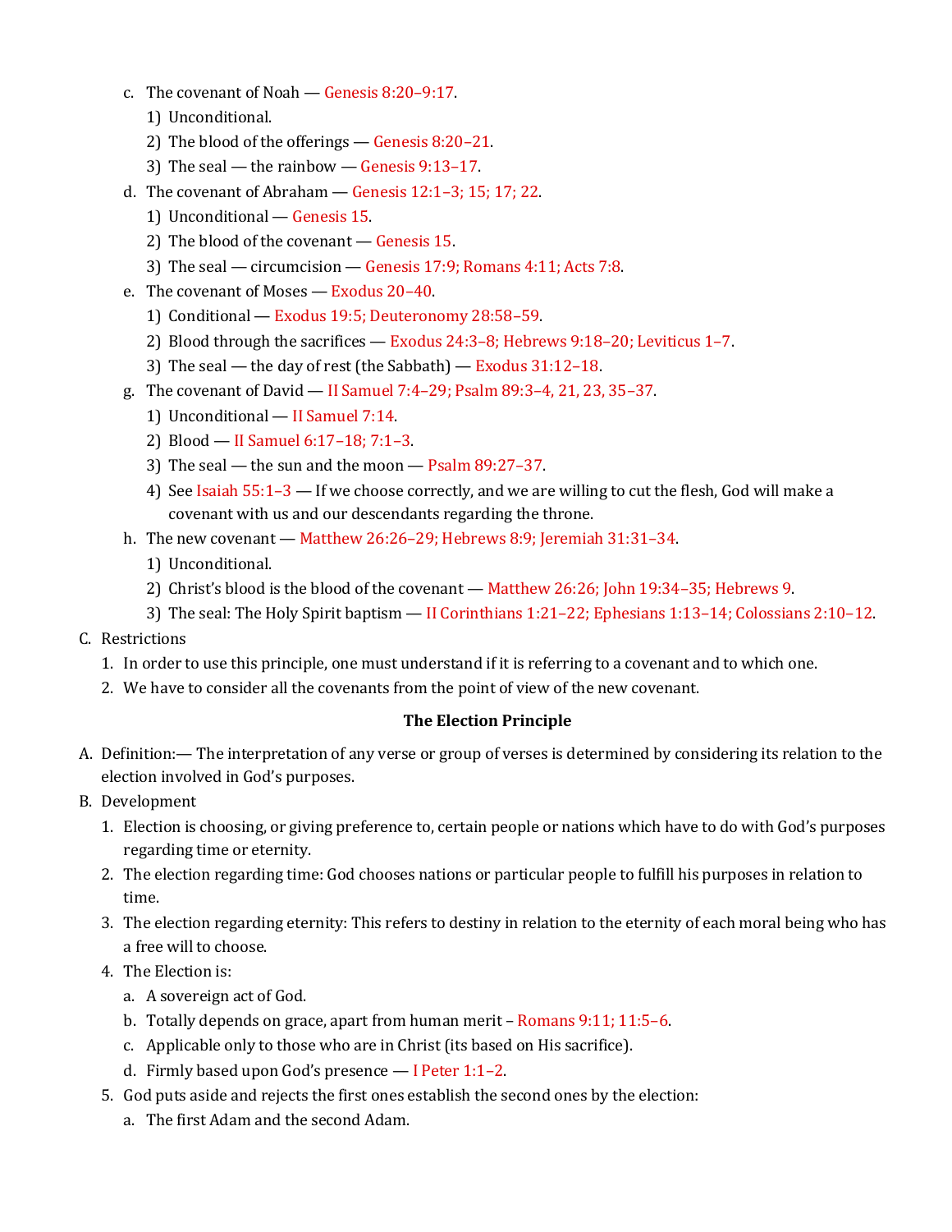c. The covenant of Noah — Genesis 8:20–9:17.
   1) Unconditional.
   2) The blood of the offerings — Genesis 8:20–21.
   3) The seal — the rainbow — Genesis 9:13–17.
d. The covenant of Abraham — Genesis 12:1–3; 15; 17; 22.
   1) Unconditional — Genesis 15.
   2) The blood of the covenant — Genesis 15.
   3) The seal — circumcision — Genesis 17:9; Romans 4:11; Acts 7:8.
e. The covenant of Moses — Exodus 20–40.
   1) Conditional — Exodus 19:5; Deuteronomy 28:58–59.
   2) Blood through the sacrifices — Exodus 24:3–8; Hebrews 9:18–20; Leviticus 1–7.
   3) The seal — the day of rest (the Sabbath) — Exodus 31:12–18.
g. The covenant of David — II Samuel 7:4–29; Psalm 89:3–4, 21, 23, 35–37.
   1) Unconditional — II Samuel 7:14.
   2) Blood — II Samuel 6:17–18; 7:1–3.
   3) The seal — the sun and the moon — Psalm 89:27–37.
   4) See Isaiah 55:1–3 — If we choose correctly, and we are willing to cut the flesh, God will make a covenant with us and our descendants regarding the throne.
h. The new covenant — Matthew 26:26–29; Hebrews 8:9; Jeremiah 31:31–34.
   1) Unconditional.
   2) Christ's blood is the blood of the covenant — Matthew 26:26; John 19:34–35; Hebrews 9.
   3) The seal: The Holy Spirit baptism — II Corinthians 1:21–22; Ephesians 1:13–14; Colossians 2:10–12.

C. Restrictions
   1. In order to use this principle, one must understand if it is referring to a covenant and to which one.
   2. We have to consider all the covenants from the point of view of the new covenant.

**The Election Principle**

A. Definition:— The interpretation of any verse or group of verses is determined by considering its relation to the election involved in God's purposes.

B. Development
   1. Election is choosing, or giving preference to, certain people or nations which have to do with God's purposes regarding time or eternity.
   2. The election regarding time: God chooses nations or particular people to fulfill his purposes in relation to time.
   3. The election regarding eternity: This refers to destiny in relation to the eternity of each moral being who has a free will to choose.
   4. The Election is:
      a. A sovereign act of God.
      b. Totally depends on grace, apart from human merit – Romans 9:11; 11:5–6.
      c. Applicable only to those who are in Christ (its based on His sacrifice).
      d. Firmly based upon God's presence — I Peter 1:1–2.
   5. God puts aside and rejects the first ones establish the second ones by the election:
      a. The first Adam and the second Adam.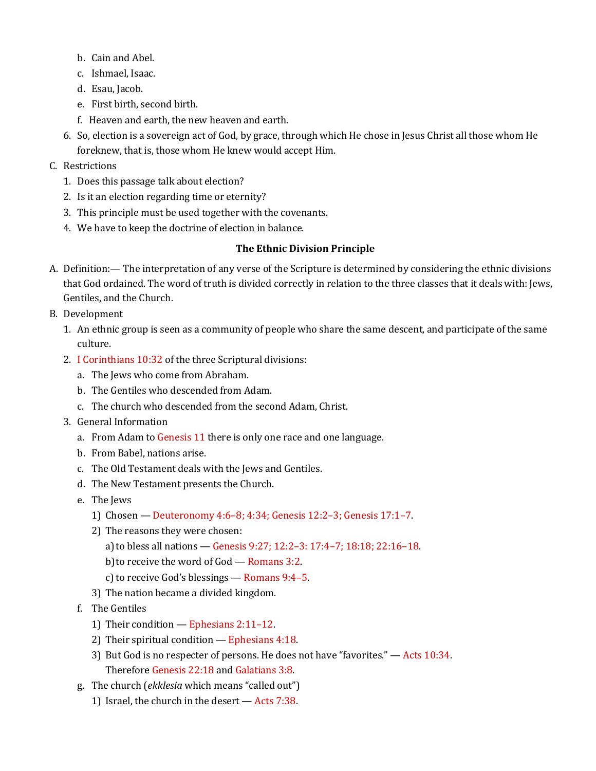b. Cain and Abel.
c. Ishmael, Isaac.
d. Esau, Jacob.
e. First birth, second birth.
f. Heaven and earth, the new heaven and earth.

6. So, election is a sovereign act of God, by grace, through which He chose in Jesus Christ all those whom He foreknew, that is, those whom He knew would accept Him.

C. Restrictions
1. Does this passage talk about election?
2. Is it an election regarding time or eternity?
3. This principle must be used together with the covenants.
4. We have to keep the doctrine of election in balance.

**The Ethnic Division Principle**

A. Definition:— The interpretation of any verse of the Scripture is determined by considering the ethnic divisions that God ordained. The word of truth is divided correctly in relation to the three classes that it deals with: Jews, Gentiles, and the Church.

B. Development
1. An ethnic group is seen as a community of people who share the same descent, and participate of the same culture.
2. I Corinthians 10:32 of the three Scriptural divisions:
   a. The Jews who come from Abraham.
   b. The Gentiles who descended from Adam.
   c. The church who descended from the second Adam, Christ.
3. General Information
   a. From Adam to Genesis 11 there is only one race and one language.
   b. From Babel, nations arise.
   c. The Old Testament deals with the Jews and Gentiles.
   d. The New Testament presents the Church.
   e. The Jews
      1) Chosen — Deuteronomy 4:6–8; 4:34; Genesis 12:2–3; Genesis 17:1–7.
      2) The reasons they were chosen:
         a) to bless all nations — Genesis 9:27; 12:2–3: 17:4–7; 18:18; 22:16–18.
         b) to receive the word of God — Romans 3:2.
         c) to receive God's blessings — Romans 9:4–5.
      3) The nation became a divided kingdom.
   f. The Gentiles
      1) Their condition — Ephesians 2:11–12.
      2) Their spiritual condition — Ephesians 4:18.
      3) But God is no respecter of persons. He does not have "favorites." — Acts 10:34. Therefore Genesis 22:18 and Galatians 3:8.
   g. The church (*ekklesia* which means "called out")
      1) Israel, the church in the desert — Acts 7:38.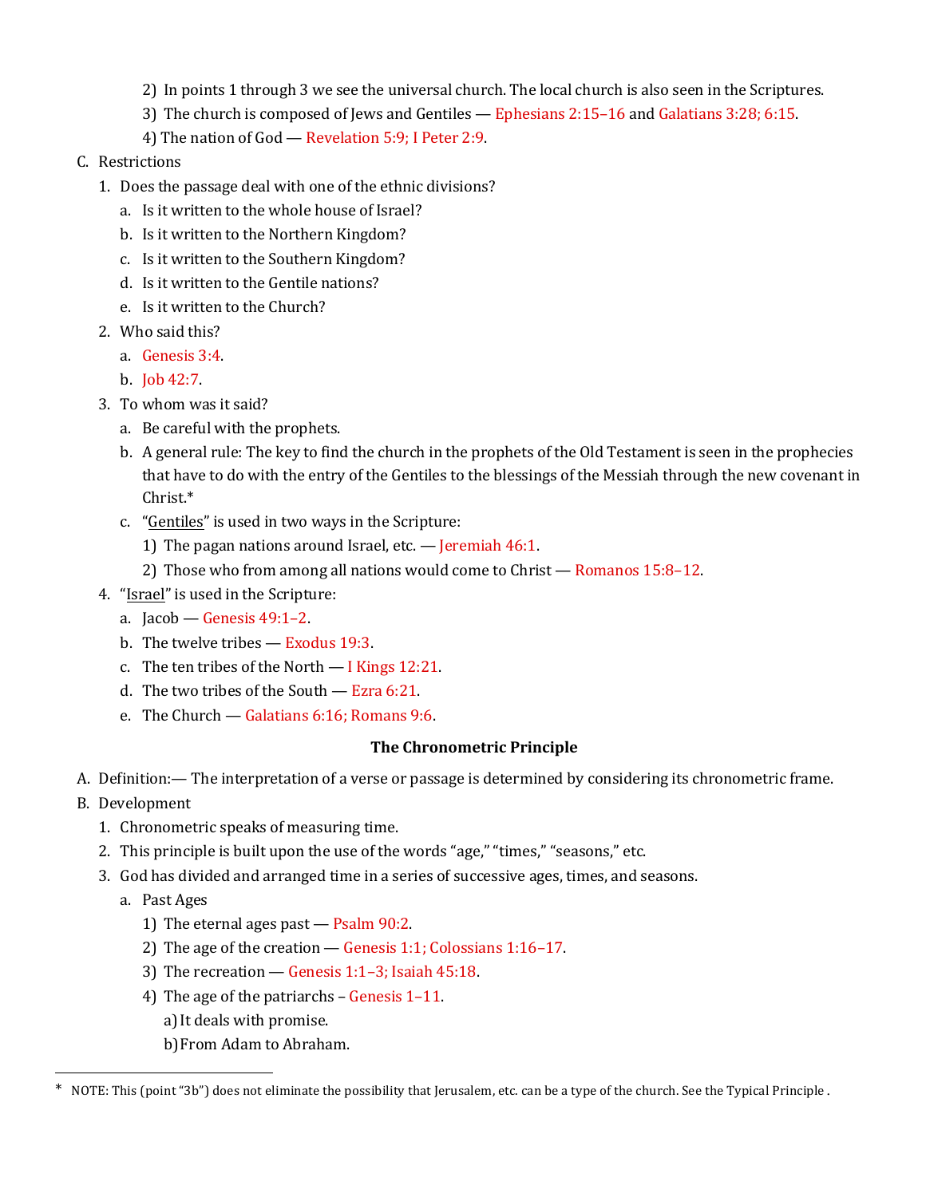2) In points 1 through 3 we see the universal church. The local church is also seen in the Scriptures.
3) The church is composed of Jews and Gentiles — Ephesians 2:15–16 and Galatians 3:28; 6:15.
4) The nation of God — Revelation 5:9; I Peter 2:9.

C. Restrictions
1. Does the passage deal with one of the ethnic divisions?
   a. Is it written to the whole house of Israel?
   b. Is it written to the Northern Kingdom?
   c. Is it written to the Southern Kingdom?
   d. Is it written to the Gentile nations?
   e. Is it written to the Church?
2. Who said this?
   a. Genesis 3:4.
   b. Job 42:7.
3. To whom was it said?
   a. Be careful with the prophets.
   b. A general rule: The key to find the church in the prophets of the Old Testament is seen in the prophecies that have to do with the entry of the Gentiles to the blessings of the Messiah through the new covenant in Christ.*
   c. "Gentiles" is used in two ways in the Scripture:
      1) The pagan nations around Israel, etc. — Jeremiah 46:1.
      2) Those who from among all nations would come to Christ — Romanos 15:8–12.
4. "Israel" is used in the Scripture:
   a. Jacob — Genesis 49:1–2.
   b. The twelve tribes — Exodus 19:3.
   c. The ten tribes of the North — I Kings 12:21.
   d. The two tribes of the South — Ezra 6:21.
   e. The Church — Galatians 6:16; Romans 9:6.

### The Chronometric Principle

A. Definition:— The interpretation of a verse or passage is determined by considering its chronometric frame.

B. Development
1. Chronometric speaks of measuring time.
2. This principle is built upon the use of the words "age," "times," "seasons," etc.
3. God has divided and arranged time in a series of successive ages, times, and seasons.
   a. Past Ages
      1) The eternal ages past — Psalm 90:2.
      2) The age of the creation — Genesis 1:1; Colossians 1:16–17.
      3) The recreation — Genesis 1:1–3; Isaiah 45:18.
      4) The age of the patriarchs – Genesis 1–11.
         a) It deals with promise.
         b) From Adam to Abraham.

---

* NOTE: This (point "3b") does not eliminate the possibility that Jerusalem, etc. can be a type of the church. See the Typical Principle .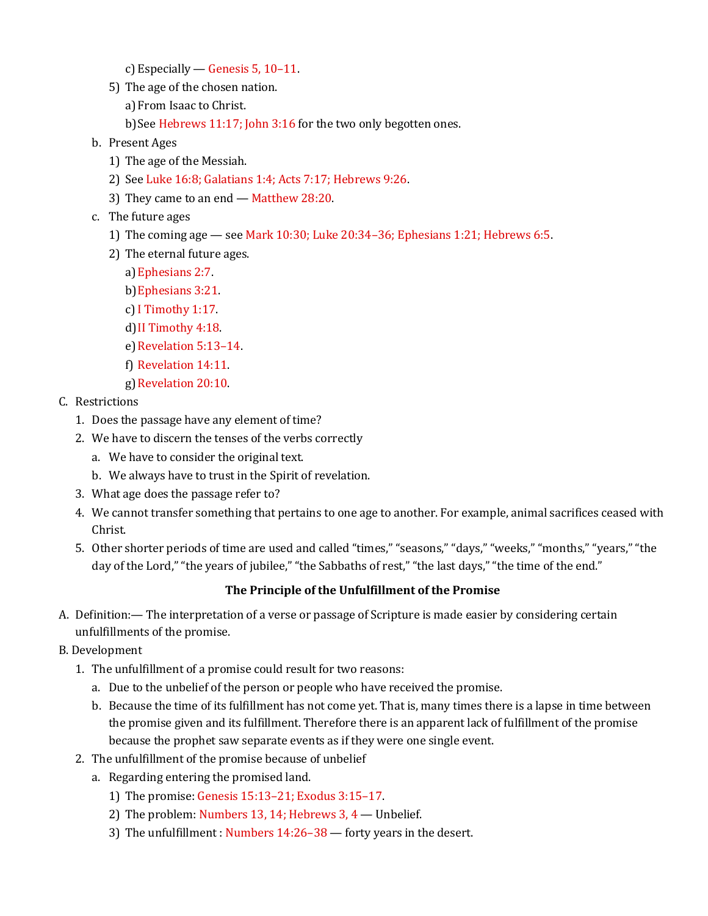c) Especially — Genesis 5, 10–11.
      5) The age of the chosen nation.
         a) From Isaac to Christ.
         b) See Hebrews 11:17; John 3:16 for the two only begotten ones.
   b. Present Ages
      1) The age of the Messiah.
      2) See Luke 16:8; Galatians 1:4; Acts 7:17; Hebrews 9:26.
      3) They came to an end — Matthew 28:20.
   c. The future ages
      1) The coming age — see Mark 10:30; Luke 20:34–36; Ephesians 1:21; Hebrews 6:5.
      2) The eternal future ages.
         a) Ephesians 2:7.
         b) Ephesians 3:21.
         c) I Timothy 1:17.
         d) II Timothy 4:18.
         e) Revelation 5:13–14.
         f) Revelation 14:11.
         g) Revelation 20:10.

C. Restrictions
   1. Does the passage have any element of time?
   2. We have to discern the tenses of the verbs correctly
      a. We have to consider the original text.
      b. We always have to trust in the Spirit of revelation.
   3. What age does the passage refer to?
   4. We cannot transfer something that pertains to one age to another. For example, animal sacrifices ceased with Christ.
   5. Other shorter periods of time are used and called "times," "seasons," "days," "weeks," "months," "years," "the day of the Lord," "the years of jubilee," "the Sabbaths of rest," "the last days," "the time of the end."

**The Principle of the Unfulfillment of the Promise**

A. Definition:— The interpretation of a verse or passage of Scripture is made easier by considering certain unfulfillments of the promise.

B. Development
   1. The unfulfillment of a promise could result for two reasons:
      a. Due to the unbelief of the person or people who have received the promise.
      b. Because the time of its fulfillment has not come yet. That is, many times there is a lapse in time between the promise given and its fulfillment. Therefore there is an apparent lack of fulfillment of the promise because the prophet saw separate events as if they were one single event.
   2. The unfulfillment of the promise because of unbelief
      a. Regarding entering the promised land.
         1) The promise: Genesis 15:13–21; Exodus 3:15–17.
         2) The problem: Numbers 13, 14; Hebrews 3, 4 — Unbelief.
         3) The unfulfillment : Numbers 14:26–38 — forty years in the desert.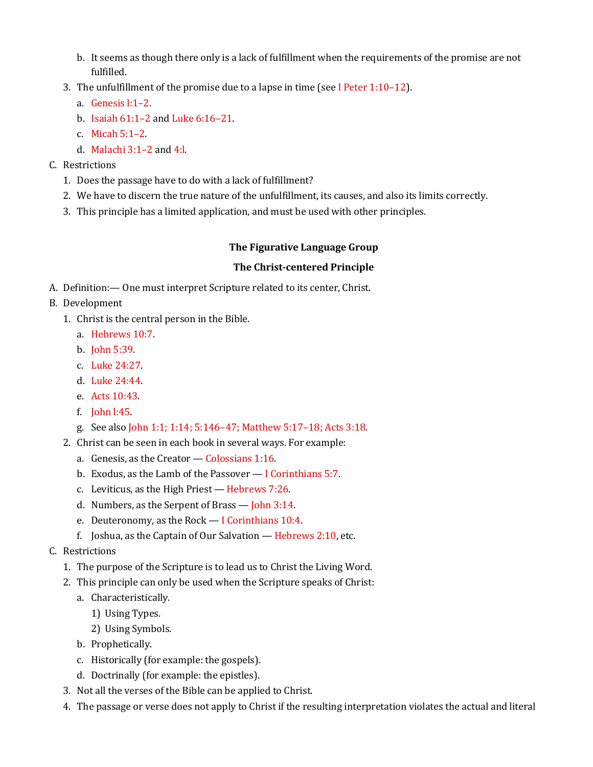b. It seems as though there only is a lack of fulfillment when the requirements of the promise are not fulfilled.

3. The unfulfillment of the promise due to a lapse in time (see I Peter 1:10–12).
   a. Genesis l:1–2.
   b. Isaiah 61:1–2 and Luke 6:16–21.
   c. Micah 5:1–2.
   d. Malachi 3:1–2 and 4:l.

C. Restrictions
   1. Does the passage have to do with a lack of fulfillment?
   2. We have to discern the true nature of the unfulfillment, its causes, and also its limits correctly.
   3. This principle has a limited application, and must be used with other principles.

## The Figurative Language Group

### The Christ-centered Principle

A. Definition:— One must interpret Scripture related to its center, Christ.

B. Development
   1. Christ is the central person in the Bible.
      a. Hebrews 10:7.
      b. John 5:39.
      c. Luke 24:27.
      d. Luke 24:44.
      e. Acts 10:43.
      f. John l:45.
      g. See also John 1:1; 1:14; 5:146–47; Matthew 5:17–18; Acts 3:18.
   2. Christ can be seen in each book in several ways. For example:
      a. Genesis, as the Creator — Colossians 1:16.
      b. Exodus, as the Lamb of the Passover — I Corinthians 5:7.
      c. Leviticus, as the High Priest — Hebrews 7:26.
      d. Numbers, as the Serpent of Brass — John 3:14.
      e. Deuteronomy, as the Rock — I Corinthians 10:4.
      f. Joshua, as the Captain of Our Salvation — Hebrews 2:10, etc.

C. Restrictions
   1. The purpose of the Scripture is to lead us to Christ the Living Word.
   2. This principle can only be used when the Scripture speaks of Christ:
      a. Characteristically.
         1) Using Types.
         2) Using Symbols.
      b. Prophetically.
      c. Historically (for example: the gospels).
      d. Doctrinally (for example: the epistles).
   3. Not all the verses of the Bible can be applied to Christ.
   4. The passage or verse does not apply to Christ if the resulting interpretation violates the actual and literal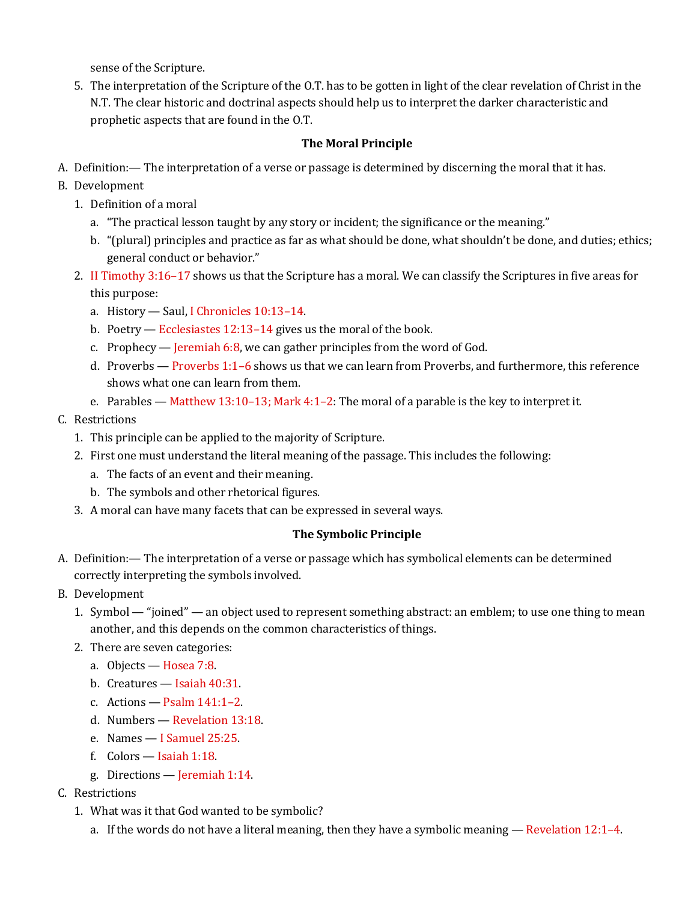sense of the Scripture.

5. The interpretation of the Scripture of the O.T. has to be gotten in light of the clear revelation of Christ in the N.T. The clear historic and doctrinal aspects should help us to interpret the darker characteristic and prophetic aspects that are found in the O.T.

**The Moral Principle**

A. Definition:— The interpretation of a verse or passage is determined by discerning the moral that it has.

B. Development
   1. Definition of a moral
      a. "The practical lesson taught by any story or incident; the significance or the meaning."
      b. "(plural) principles and practice as far as what should be done, what shouldn't be done, and duties; ethics; general conduct or behavior."
   2. II Timothy 3:16–17 shows us that the Scripture has a moral. We can classify the Scriptures in five areas for this purpose:
      a. History — Saul, I Chronicles 10:13–14.
      b. Poetry — Ecclesiastes 12:13–14 gives us the moral of the book.
      c. Prophecy — Jeremiah 6:8, we can gather principles from the word of God.
      d. Proverbs — Proverbs 1:1–6 shows us that we can learn from Proverbs, and furthermore, this reference shows what one can learn from them.
      e. Parables — Matthew 13:10–13; Mark 4:1–2: The moral of a parable is the key to interpret it.

C. Restrictions
   1. This principle can be applied to the majority of Scripture.
   2. First one must understand the literal meaning of the passage. This includes the following:
      a. The facts of an event and their meaning.
      b. The symbols and other rhetorical figures.
   3. A moral can have many facets that can be expressed in several ways.

**The Symbolic Principle**

A. Definition:— The interpretation of a verse or passage which has symbolical elements can be determined correctly interpreting the symbols involved.

B. Development
   1. Symbol — "joined" — an object used to represent something abstract: an emblem; to use one thing to mean another, and this depends on the common characteristics of things.
   2. There are seven categories:
      a. Objects — Hosea 7:8.
      b. Creatures — Isaiah 40:31.
      c. Actions — Psalm 141:1–2.
      d. Numbers — Revelation 13:18.
      e. Names — I Samuel 25:25.
      f. Colors — Isaiah 1:18.
      g. Directions — Jeremiah 1:14.

C. Restrictions
   1. What was it that God wanted to be symbolic?
      a. If the words do not have a literal meaning, then they have a symbolic meaning — Revelation 12:1–4.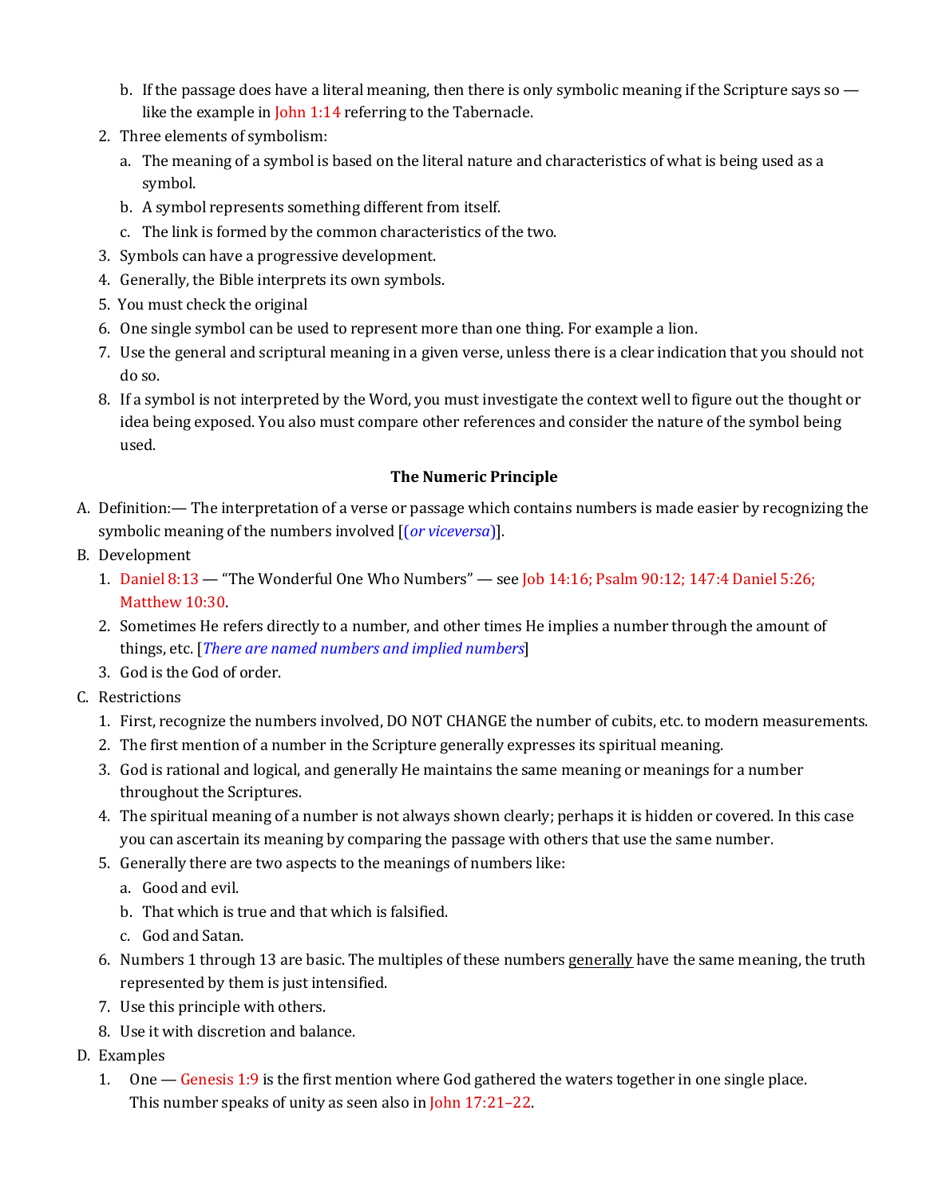b. If the passage does have a literal meaning, then there is only symbolic meaning if the Scripture says so — like the example in John 1:14 referring to the Tabernacle.

2. Three elements of symbolism:
   a. The meaning of a symbol is based on the literal nature and characteristics of what is being used as a symbol.
   b. A symbol represents something different from itself.
   c. The link is formed by the common characteristics of the two.
3. Symbols can have a progressive development.
4. Generally, the Bible interprets its own symbols.
5. You must check the original
6. One single symbol can be used to represent more than one thing. For example a lion.
7. Use the general and scriptural meaning in a given verse, unless there is a clear indication that you should not do so.
8. If a symbol is not interpreted by the Word, you must investigate the context well to figure out the thought or idea being exposed. You also must compare other references and consider the nature of the symbol being used.

**The Numeric Principle**

A. Definition:— The interpretation of a verse or passage which contains numbers is made easier by recognizing the symbolic meaning of the numbers involved [(*or viceversa*)].

B. Development
   1. Daniel 8:13 — "The Wonderful One Who Numbers" — see Job 14:16; Psalm 90:12; 147:4 Daniel 5:26; Matthew 10:30.
   2. Sometimes He refers directly to a number, and other times He implies a number through the amount of things, etc. [*There are named numbers and implied numbers*]
   3. God is the God of order.

C. Restrictions
   1. First, recognize the numbers involved, DO NOT CHANGE the number of cubits, etc. to modern measurements.
   2. The first mention of a number in the Scripture generally expresses its spiritual meaning.
   3. God is rational and logical, and generally He maintains the same meaning or meanings for a number throughout the Scriptures.
   4. The spiritual meaning of a number is not always shown clearly; perhaps it is hidden or covered. In this case you can ascertain its meaning by comparing the passage with others that use the same number.
   5. Generally there are two aspects to the meanings of numbers like:
      a. Good and evil.
      b. That which is true and that which is falsified.
      c. God and Satan.
   6. Numbers 1 through 13 are basic. The multiples of these numbers <u>generally</u> have the same meaning, the truth represented by them is just intensified.
   7. Use this principle with others.
   8. Use it with discretion and balance.

D. Examples
   1. One — Genesis 1:9 is the first mention where God gathered the waters together in one single place. This number speaks of unity as seen also in John 17:21–22.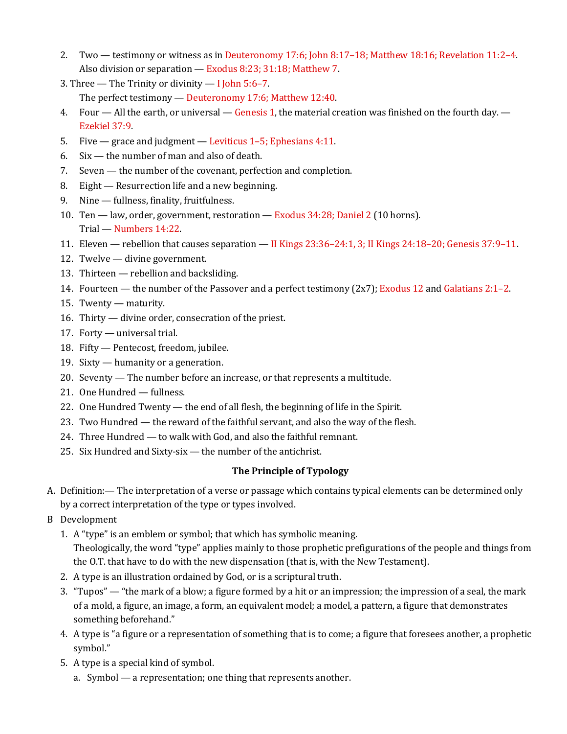2. Two — testimony or witness as in Deuteronomy 17:6; John 8:17–18; Matthew 18:16; Revelation 11:2–4. Also division or separation — Exodus 8:23; 31:18; Matthew 7.
3. Three — The Trinity or divinity — I John 5:6–7. The perfect testimony — Deuteronomy 17:6; Matthew 12:40.
4. Four — All the earth, or universal — Genesis 1, the material creation was finished on the fourth day. — Ezekiel 37:9.
5. Five — grace and judgment — Leviticus 1–5; Ephesians 4:11.
6. Six — the number of man and also of death.
7. Seven — the number of the covenant, perfection and completion.
8. Eight — Resurrection life and a new beginning.
9. Nine — fullness, finality, fruitfulness.
10. Ten — law, order, government, restoration — Exodus 34:28; Daniel 2 (10 horns). Trial — Numbers 14:22.
11. Eleven — rebellion that causes separation — II Kings 23:36–24:1, 3; II Kings 24:18–20; Genesis 37:9–11.
12. Twelve — divine government.
13. Thirteen — rebellion and backsliding.
14. Fourteen — the number of the Passover and a perfect testimony (2x7); Exodus 12 and Galatians 2:1–2.
15. Twenty — maturity.
16. Thirty — divine order, consecration of the priest.
17. Forty — universal trial.
18. Fifty — Pentecost, freedom, jubilee.
19. Sixty — humanity or a generation.
20. Seventy — The number before an increase, or that represents a multitude.
21. One Hundred — fullness.
22. One Hundred Twenty — the end of all flesh, the beginning of life in the Spirit.
23. Two Hundred — the reward of the faithful servant, and also the way of the flesh.
24. Three Hundred — to walk with God, and also the faithful remnant.
25. Six Hundred and Sixty-six — the number of the antichrist.

## The Principle of Typology

A. Definition:— The interpretation of a verse or passage which contains typical elements can be determined only by a correct interpretation of the type or types involved.

B Development

1. A "type" is an emblem or symbol; that which has symbolic meaning. Theologically, the word "type" applies mainly to those prophetic prefigurations of the people and things from the O.T. that have to do with the new dispensation (that is, with the New Testament).
2. A type is an illustration ordained by God, or is a scriptural truth.
3. "Tupos" — "the mark of a blow; a figure formed by a hit or an impression; the impression of a seal, the mark of a mold, a figure, an image, a form, an equivalent model; a model, a pattern, a figure that demonstrates something beforehand."
4. A type is "a figure or a representation of something that is to come; a figure that foresees another, a prophetic symbol."
5. A type is a special kind of symbol.
    a. Symbol — a representation; one thing that represents another.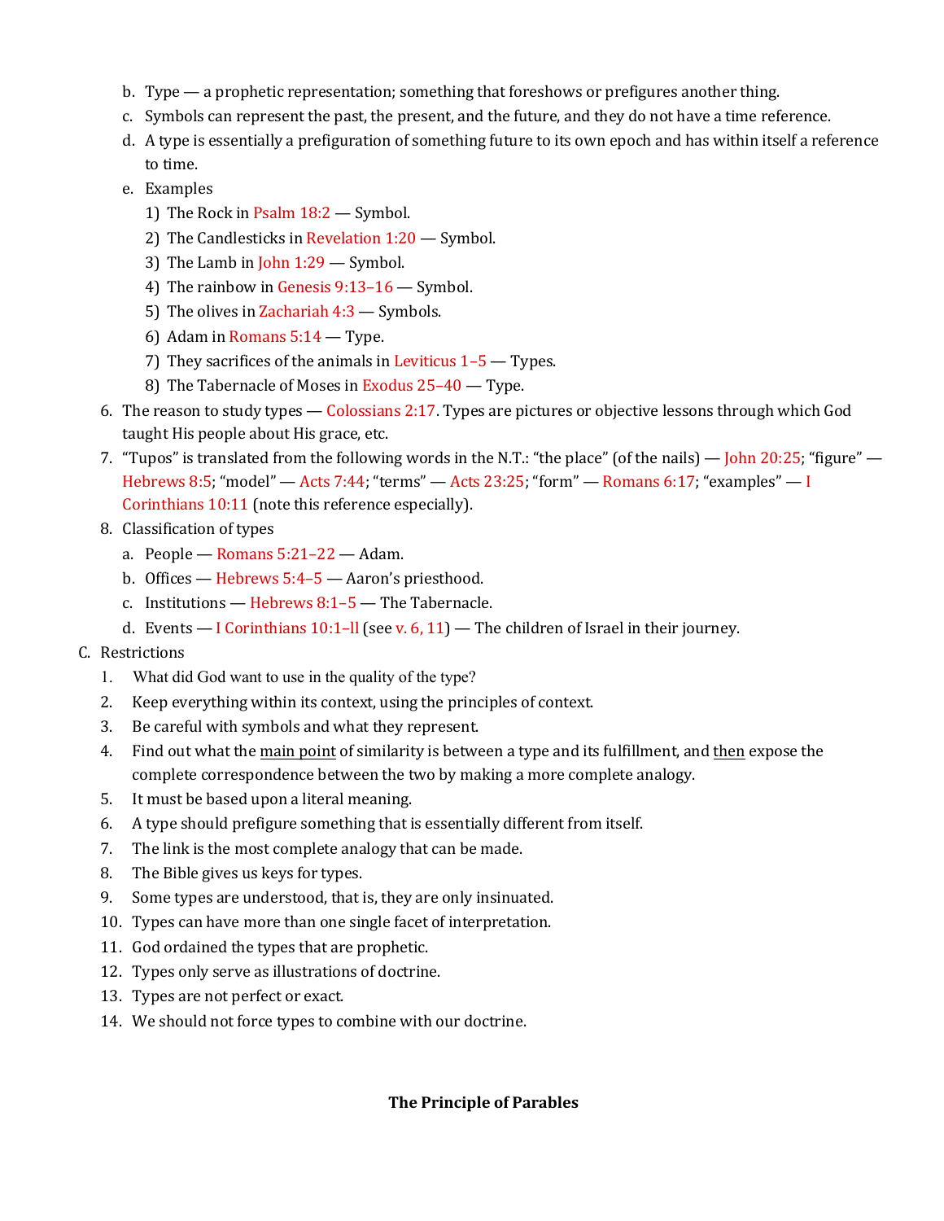b. Type — a prophetic representation; something that foreshows or prefigures another thing.

c. Symbols can represent the past, the present, and the future, and they do not have a time reference.

d. A type is essentially a prefiguration of something future to its own epoch and has within itself a reference to time.

e. Examples

  1) The Rock in Psalm 18:2 — Symbol.

  2) The Candlesticks in Revelation 1:20 — Symbol.

  3) The Lamb in John 1:29 — Symbol.

  4) The rainbow in Genesis 9:13–16 — Symbol.

  5) The olives in Zachariah 4:3 — Symbols.

  6) Adam in Romans 5:14 — Type.

  7) They sacrifices of the animals in Leviticus 1–5 — Types.

  8) The Tabernacle of Moses in Exodus 25–40 — Type.

6. The reason to study types — Colossians 2:17. Types are pictures or objective lessons through which God taught His people about His grace, etc.

7. "Tupos" is translated from the following words in the N.T.: "the place" (of the nails) — John 20:25; "figure" — Hebrews 8:5; "model" — Acts 7:44; "terms" — Acts 23:25; "form" — Romans 6:17; "examples" — I Corinthians 10:11 (note this reference especially).

8. Classification of types

  a. People — Romans 5:21–22 — Adam.

  b. Offices — Hebrews 5:4–5 — Aaron's priesthood.

  c. Institutions — Hebrews 8:1–5 — The Tabernacle.

  d. Events — I Corinthians 10:1–ll (see v. 6, 11) — The children of Israel in their journey.

C. Restrictions

1. What did God want to use in the quality of the type?
2. Keep everything within its context, using the principles of context.
3. Be careful with symbols and what they represent.
4. Find out what the <u>main point</u> of similarity is between a type and its fulfillment, and <u>then</u> expose the complete correspondence between the two by making a more complete analogy.
5. It must be based upon a literal meaning.
6. A type should prefigure something that is essentially different from itself.
7. The link is the most complete analogy that can be made.
8. The Bible gives us keys for types.
9. Some types are understood, that is, they are only insinuated.
10. Types can have more than one single facet of interpretation.
11. God ordained the types that are prophetic.
12. Types only serve as illustrations of doctrine.
13. Types are not perfect or exact.
14. We should not force types to combine with our doctrine.

**The Principle of Parables**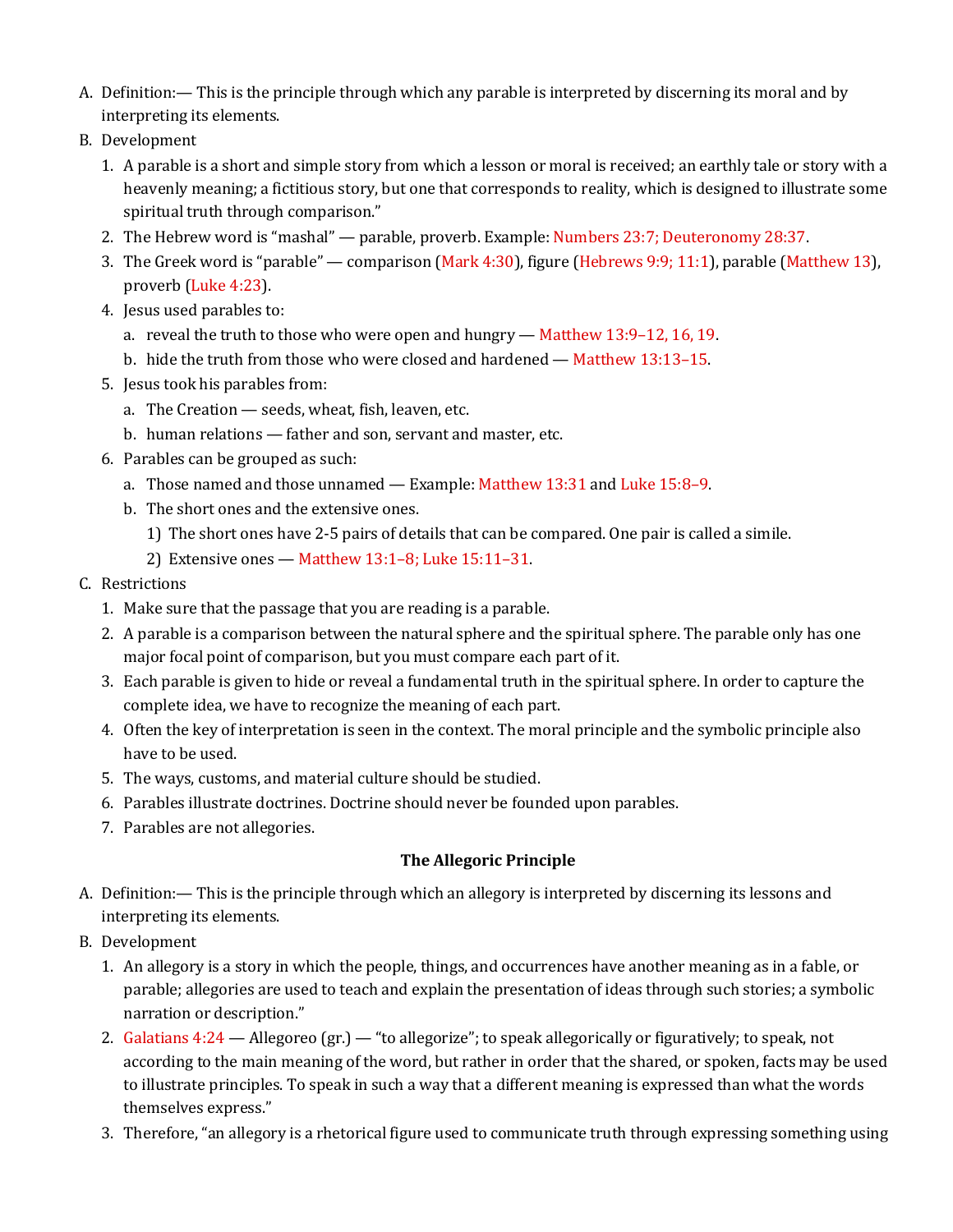A. Definition:— This is the principle through which any parable is interpreted by discerning its moral and by interpreting its elements.

B. Development

1. A parable is a short and simple story from which a lesson or moral is received; an earthly tale or story with a heavenly meaning; a fictitious story, but one that corresponds to reality, which is designed to illustrate some spiritual truth through comparison."
2. The Hebrew word is "mashal" — parable, proverb. Example: Numbers 23:7; Deuteronomy 28:37.
3. The Greek word is "parable" — comparison (Mark 4:30), figure (Hebrews 9:9; 11:1), parable (Matthew 13), proverb (Luke 4:23).
4. Jesus used parables to:
   a. reveal the truth to those who were open and hungry — Matthew 13:9–12, 16, 19.
   b. hide the truth from those who were closed and hardened — Matthew 13:13–15.
5. Jesus took his parables from:
   a. The Creation — seeds, wheat, fish, leaven, etc.
   b. human relations — father and son, servant and master, etc.
6. Parables can be grouped as such:
   a. Those named and those unnamed — Example: Matthew 13:31 and Luke 15:8–9.
   b. The short ones and the extensive ones.
      1) The short ones have 2-5 pairs of details that can be compared. One pair is called a simile.
      2) Extensive ones — Matthew 13:1–8; Luke 15:11–31.

C. Restrictions

1. Make sure that the passage that you are reading is a parable.
2. A parable is a comparison between the natural sphere and the spiritual sphere. The parable only has one major focal point of comparison, but you must compare each part of it.
3. Each parable is given to hide or reveal a fundamental truth in the spiritual sphere. In order to capture the complete idea, we have to recognize the meaning of each part.
4. Often the key of interpretation is seen in the context. The moral principle and the symbolic principle also have to be used.
5. The ways, customs, and material culture should be studied.
6. Parables illustrate doctrines. Doctrine should never be founded upon parables.
7. Parables are not allegories.

**The Allegoric Principle**

A. Definition:— This is the principle through which an allegory is interpreted by discerning its lessons and interpreting its elements.

B. Development

1. An allegory is a story in which the people, things, and occurrences have another meaning as in a fable, or parable; allegories are used to teach and explain the presentation of ideas through such stories; a symbolic narration or description."
2. Galatians 4:24 — Allegoreo (gr.) — "to allegorize"; to speak allegorically or figuratively; to speak, not according to the main meaning of the word, but rather in order that the shared, or spoken, facts may be used to illustrate principles. To speak in such a way that a different meaning is expressed than what the words themselves express."
3. Therefore, "an allegory is a rhetorical figure used to communicate truth through expressing something using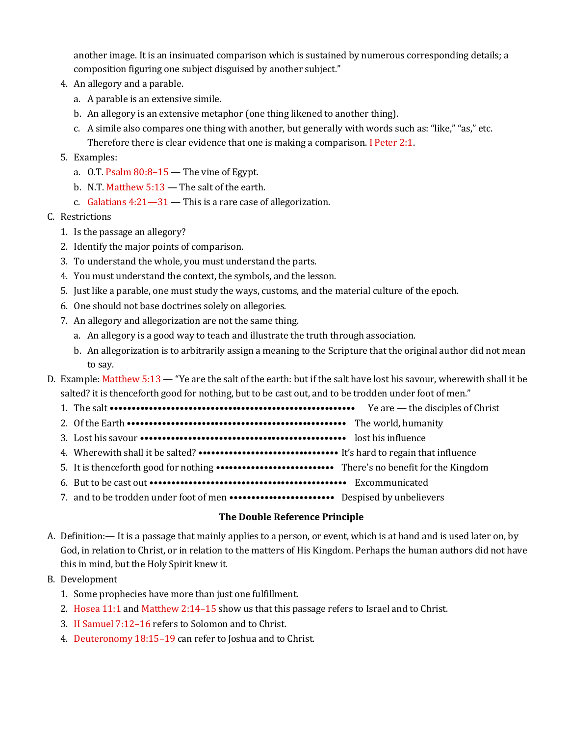another image. It is an insinuated comparison which is sustained by numerous corresponding details; a composition figuring one subject disguised by another subject."

4. An allegory and a parable.
   a. A parable is an extensive simile.
   b. An allegory is an extensive metaphor (one thing likened to another thing).
   c. A simile also compares one thing with another, but generally with words such as: "like," "as," etc. Therefore there is clear evidence that one is making a comparison. I Peter 2:1.
5. Examples:
   a. O.T. Psalm 80:8–15 — The vine of Egypt.
   b. N.T. Matthew 5:13 — The salt of the earth.
   c. Galatians 4:21—31 — This is a rare case of allegorization.

C. Restrictions
   1. Is the passage an allegory?
   2. Identify the major points of comparison.
   3. To understand the whole, you must understand the parts.
   4. You must understand the context, the symbols, and the lesson.
   5. Just like a parable, one must study the ways, customs, and the material culture of the epoch.
   6. One should not base doctrines solely on allegories.
   7. An allegory and allegorization are not the same thing.
      a. An allegory is a good way to teach and illustrate the truth through association.
      b. An allegorization is to arbitrarily assign a meaning to the Scripture that the original author did not mean to say.

D. Example: Matthew 5:13 — "Ye are the salt of the earth: but if the salt have lost his savour, wherewith shall it be salted? it is thenceforth good for nothing, but to be cast out, and to be trodden under foot of men."
   1. The salt •••••••••••••••••••••••••••••••••••••••••••••••••••••• Ye are — the disciples of Christ
   2. Of the Earth ••••••••••••••••••••••••••••••••••••••••••••••••• The world, humanity
   3. Lost his savour •••••••••••••••••••••••••••••••••••••••••••••• lost his influence
   4. Wherewith shall it be salted? •••••••••••••••••••••••••••••• It's hard to regain that influence
   5. It is thenceforth good for nothing •••••••••••••••••••••••••• There's no benefit for the Kingdom
   6. But to be cast out ••••••••••••••••••••••••••••••••••••••••••• Excommunicated
   7. and to be trodden under foot of men ••••••••••••••••••••••• Despised by unbelievers

**The Double Reference Principle**

A. Definition:— It is a passage that mainly applies to a person, or event, which is at hand and is used later on, by God, in relation to Christ, or in relation to the matters of His Kingdom. Perhaps the human authors did not have this in mind, but the Holy Spirit knew it.

B. Development
   1. Some prophecies have more than just one fulfillment.
   2. Hosea 11:1 and Matthew 2:14–15 show us that this passage refers to Israel and to Christ.
   3. II Samuel 7:12–16 refers to Solomon and to Christ.
   4. Deuteronomy 18:15–19 can refer to Joshua and to Christ.